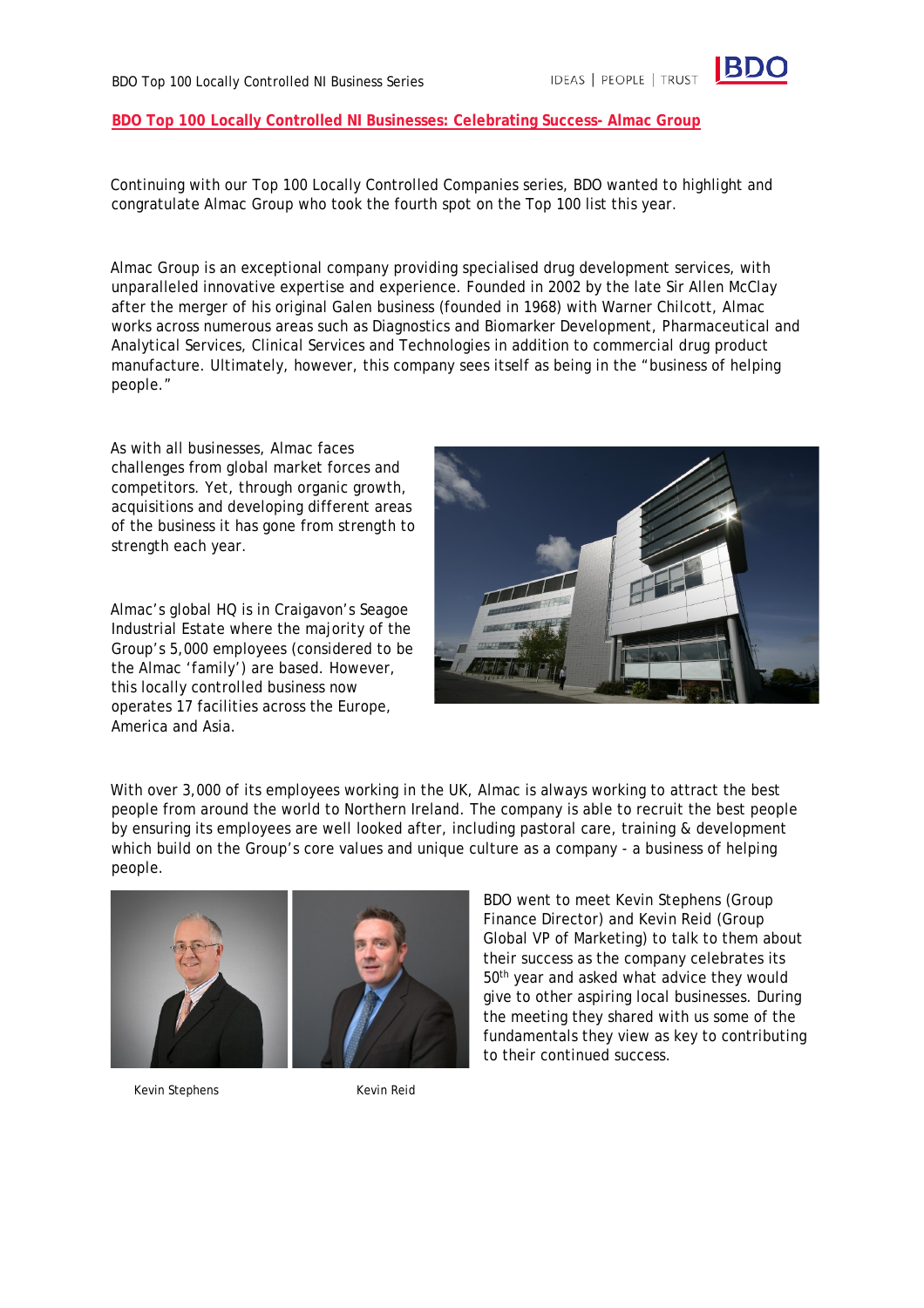## BDO Top 100 Locally Controlled NI Businesses: Celebrating Success- Almac Group

Continuing with our Top 100 Locally Controlled Companies series, BDO wanted to highlight and congratulate Almac Group who took the fourth spot on the Top 100 list this year.

Almac Group is an exceptional company providing specialised drug development services, with unparalleled innovative expertise and experience. Founded in 2002 by the late Sir Allen McClay after the merger of his original Galen business (founded in 1968) with Warner Chilcott, Almac works across numerous areas such as Diagnostics and Biomarker Development, Pharmaceutical and Analytical Services, Clinical Services and Technologies in addition to commercial drug product manufacture. Ultimately, however, this company sees itself as being in the "business of helping people."

As with all businesses, Almac faces challenges from global market forces and competitors. Yet, through organic growth, acquisitions and developing different areas of the business it has gone from strength to strength each year.

Almac's global HQ is in Craigavon's Seagoe Industrial Estate where the majority of the Group's 5,000 employees (considered to be the Almac 'family') are based. However, this locally controlled business now operates 17 facilities across the Europe, America and Asia.

With over 3,000 of its employees working in the UK, Almac is always working to attract the best people from around the world to Northern Ireland. The company is able to recruit the best people by ensuring its employees are well looked after, including pastoral care, training & development which build on the Group's core values and unique culture as a company - a business of helping people.

Kevin Stephens

Kevin Reid

BDO went to meet Kevin Stephens (Group Finance Director) and Kevin Reid (Group Global VP of Marketing) to talk to them about their success as the company celebrates its 50th year and asked what advice they would give to other aspiring local businesses. During the meeting they shared with us some of the fundamentals they view as key to contributing to their continued success.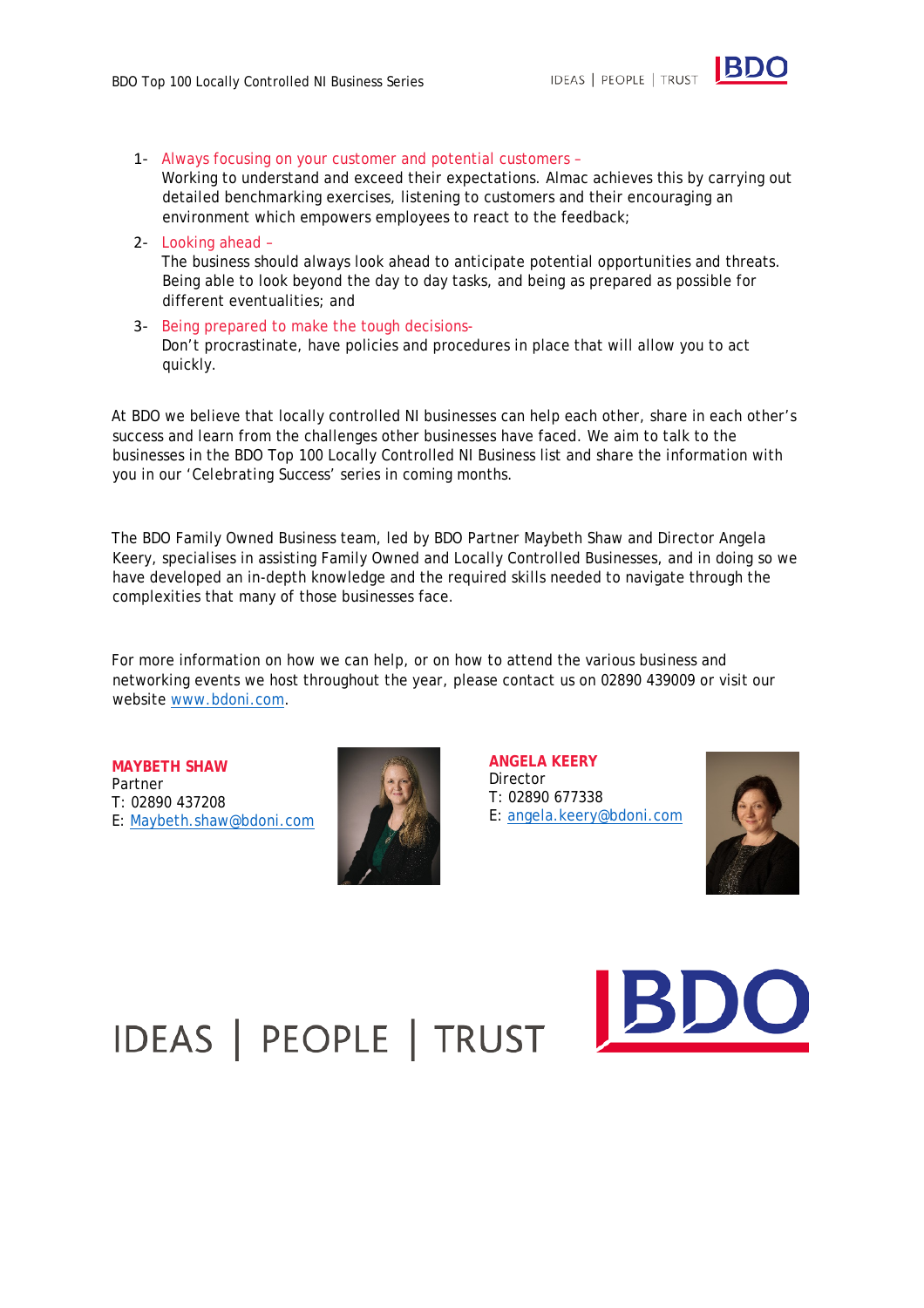1- Always focusing on your customer and potential customers –
   Working to understand and exceed their expectations. Almac achieves this by carrying out detailed benchmarking exercises, listening to customers and their encouraging an environment which empowers employees to react to the feedback;

2- Looking ahead –
   The business should always look ahead to anticipate potential opportunities and threats. Being able to look beyond the day to day tasks, and being as prepared as possible for different eventualities; and

3- Being prepared to make the tough decisions-
   Don't procrastinate, have policies and procedures in place that will allow you to act quickly.

At BDO we believe that locally controlled NI businesses can help each other, share in each other's success and learn from the challenges other businesses have faced. We aim to talk to the businesses in the BDO Top 100 Locally Controlled NI Business list and share the information with you in our 'Celebrating Success' series in coming months.

The BDO Family Owned Business team, led by BDO Partner Maybeth Shaw and Director Angela Keery, specialises in assisting Family Owned and Locally Controlled Businesses, and in doing so we have developed an in-depth knowledge and the required skills needed to navigate through the complexities that many of those businesses face.

For more information on how we can help, or on how to attend the various business and networking events we host throughout the year, please contact us on 02890 439009 or visit our website www.bdoni.com.

**MAYBETH SHAW**
Partner
T: 02890 437208
E: Maybeth.shaw@bdoni.com

**ANGELA KEERY**
Director
T: 02890 677338
E: angela.keery@bdoni.com

IDEAS | PEOPLE | TRUST

BDO